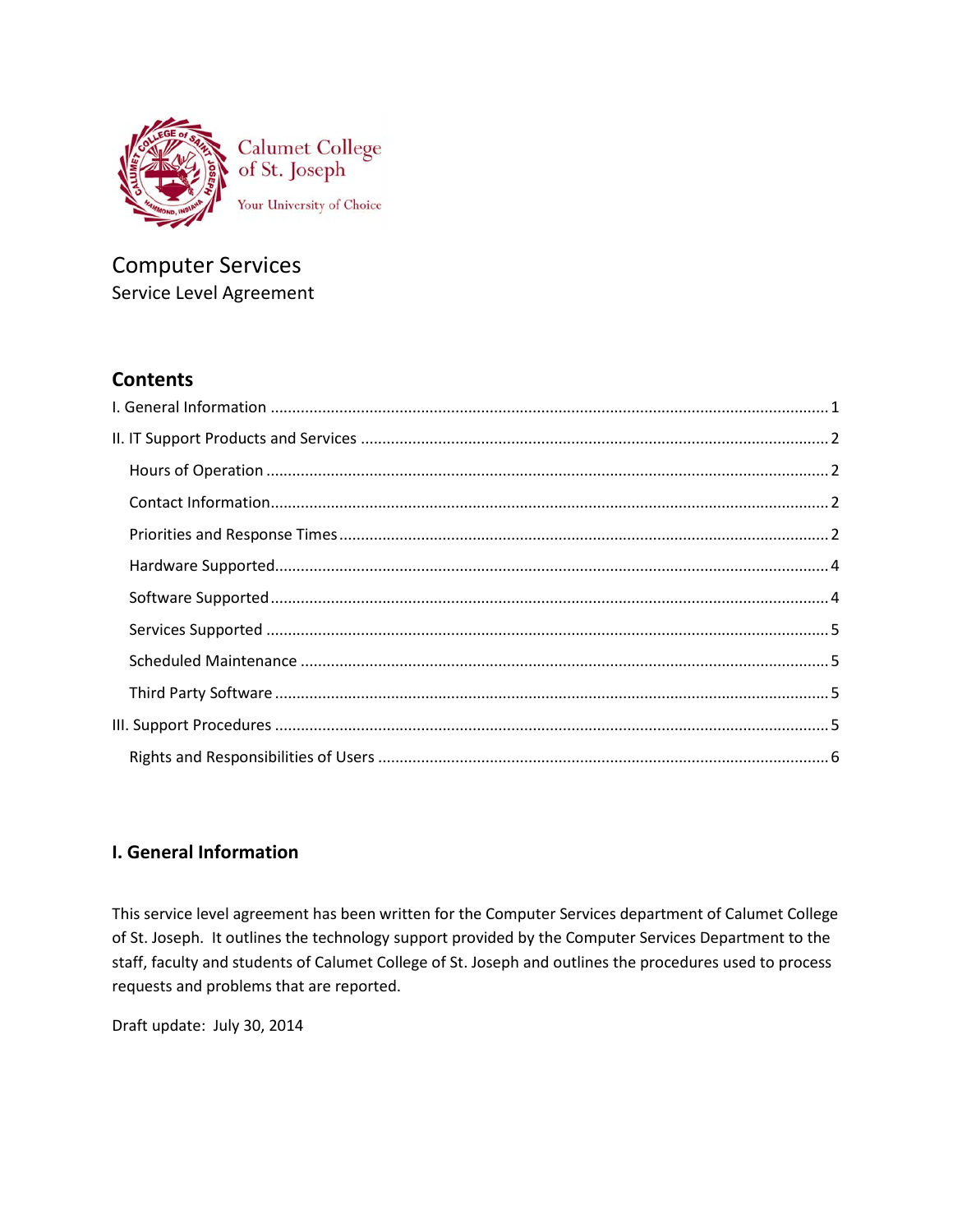Calumet College of St. Joseph

Your University of Choice

# Computer Services

Service Level Agreement

## Contents

I. General Information ........................................................................................................ 1

II. IT Support Products and Services ................................................................................. 2

- Hours of Operation ........................................................................................................ 2
- Contact Information........................................................................................................ 2
- Priorities and Response Times ........................................................................................ 2
- Hardware Supported........................................................................................................ 4
- Software Supported ........................................................................................................ 4
- Services Supported ........................................................................................................ 5
- Scheduled Maintenance ................................................................................................. 5
- Third Party Software ...................................................................................................... 5

III. Support Procedures ...................................................................................................... 5

- Rights and Responsibilities of Users .............................................................................. 6

## I. General Information

This service level agreement has been written for the Computer Services department of Calumet College of St. Joseph. It outlines the technology support provided by the Computer Services Department to the staff, faculty and students of Calumet College of St. Joseph and outlines the procedures used to process requests and problems that are reported.

Draft update: July 30, 2014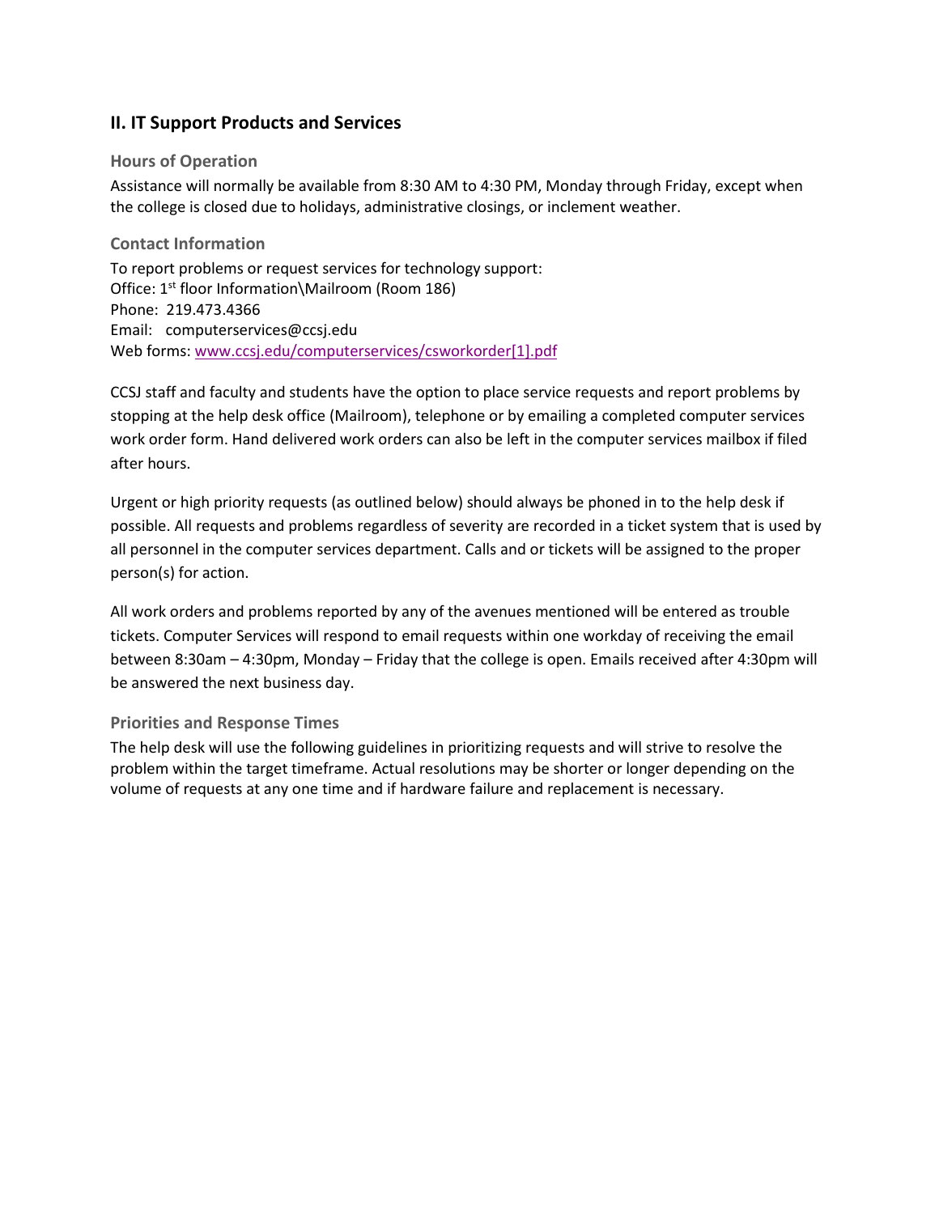## II. IT Support Products and Services

### Hours of Operation

Assistance will normally be available from 8:30 AM to 4:30 PM, Monday through Friday, except when the college is closed due to holidays, administrative closings, or inclement weather.

### Contact Information

To report problems or request services for technology support:
Office: 1st floor Information\Mailroom (Room 186)
Phone: 219.473.4366
Email: computerservices@ccsj.edu
Web forms: [www.ccsj.edu/computerservices/csworkorder[1].pdf](www.ccsj.edu/computerservices/csworkorder[1].pdf)

CCSJ staff and faculty and students have the option to place service requests and report problems by stopping at the help desk office (Mailroom), telephone or by emailing a completed computer services work order form. Hand delivered work orders can also be left in the computer services mailbox if filed after hours.

Urgent or high priority requests (as outlined below) should always be phoned in to the help desk if possible. All requests and problems regardless of severity are recorded in a ticket system that is used by all personnel in the computer services department. Calls and or tickets will be assigned to the proper person(s) for action.

All work orders and problems reported by any of the avenues mentioned will be entered as trouble tickets. Computer Services will respond to email requests within one workday of receiving the email between 8:30am – 4:30pm, Monday – Friday that the college is open. Emails received after 4:30pm will be answered the next business day.

### Priorities and Response Times

The help desk will use the following guidelines in prioritizing requests and will strive to resolve the problem within the target timeframe. Actual resolutions may be shorter or longer depending on the volume of requests at any one time and if hardware failure and replacement is necessary.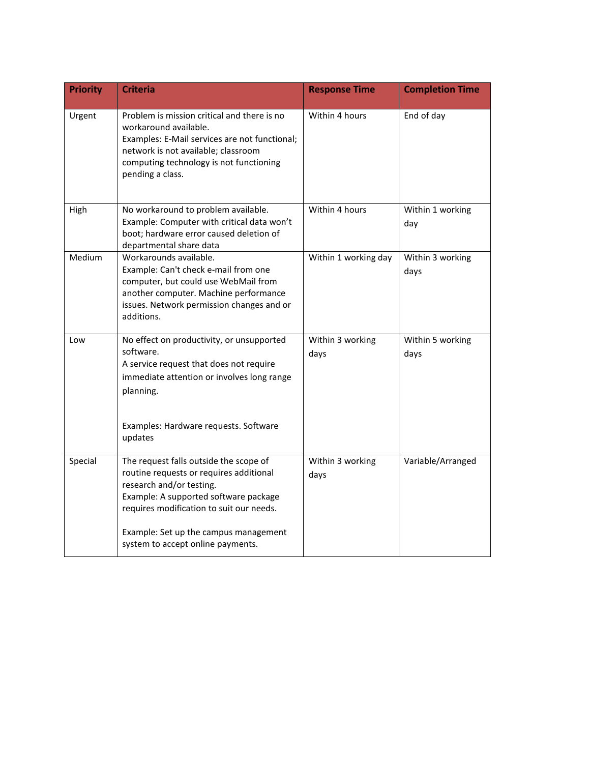| Priority | Criteria | Response Time | Completion Time |
| --- | --- | --- | --- |
| Urgent | Problem is mission critical and there is no workaround available.<br>Examples: E-Mail services are not functional; network is not available; classroom computing technology is not functioning pending a class. | Within 4 hours | End of day |
| High | No workaround to problem available.<br>Example: Computer with critical data won't boot; hardware error caused deletion of departmental share data | Within 4 hours | Within 1 working day |
| Medium | Workarounds available.<br>Example: Can't check e-mail from one computer, but could use WebMail from another computer. Machine performance issues. Network permission changes and or additions. | Within 1 working day | Within 3 working days |
| Low | No effect on productivity, or unsupported software.<br>A service request that does not require immediate attention or involves long range planning.<br><br>Examples: Hardware requests. Software updates | Within 3 working days | Within 5 working days |
| Special | The request falls outside the scope of routine requests or requires additional research and/or testing.<br>Example: A supported software package requires modification to suit our needs.<br><br>Example: Set up the campus management system to accept online payments. | Within 3 working days | Variable/Arranged |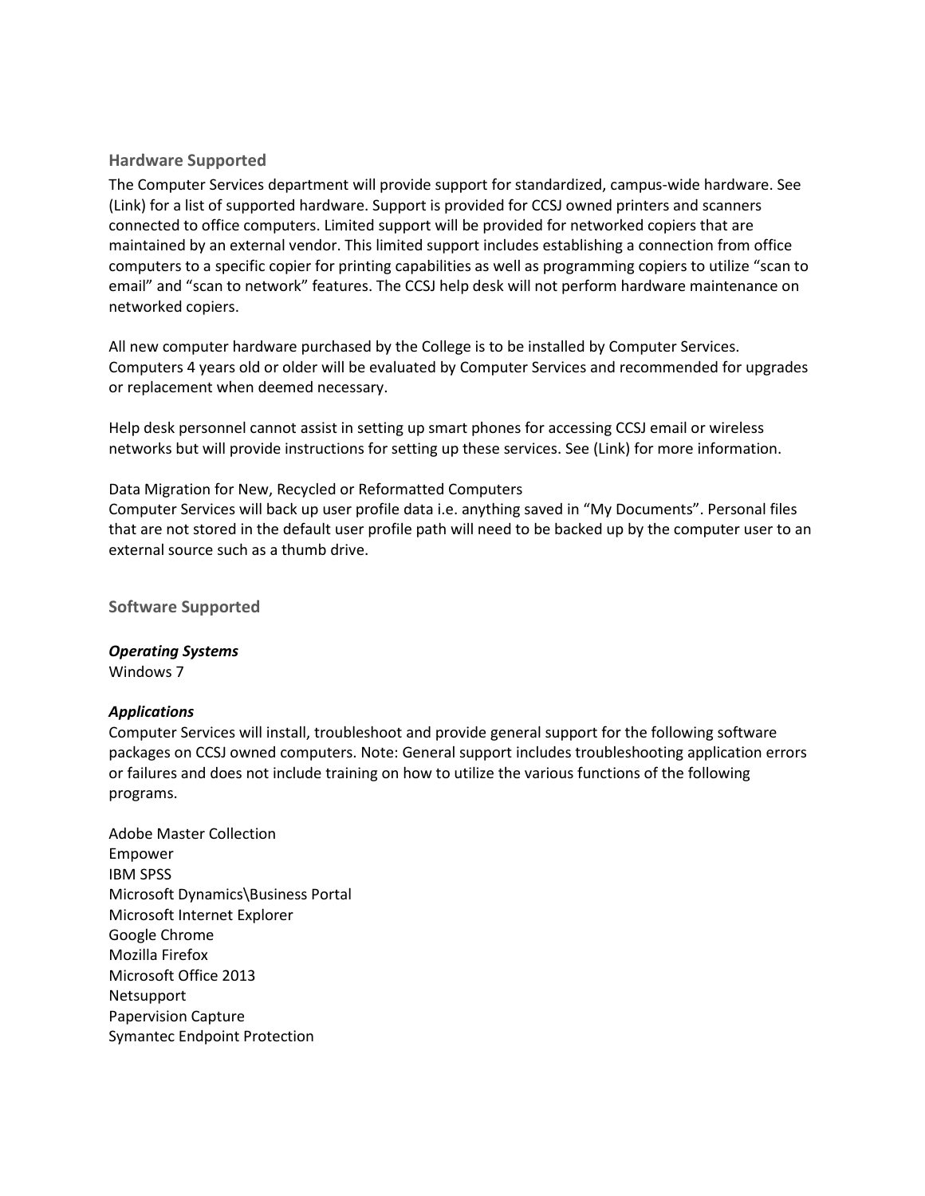## Hardware Supported

The Computer Services department will provide support for standardized, campus-wide hardware. See (Link) for a list of supported hardware. Support is provided for CCSJ owned printers and scanners connected to office computers. Limited support will be provided for networked copiers that are maintained by an external vendor. This limited support includes establishing a connection from office computers to a specific copier for printing capabilities as well as programming copiers to utilize "scan to email" and "scan to network" features. The CCSJ help desk will not perform hardware maintenance on networked copiers.

All new computer hardware purchased by the College is to be installed by Computer Services. Computers 4 years old or older will be evaluated by Computer Services and recommended for upgrades or replacement when deemed necessary.

Help desk personnel cannot assist in setting up smart phones for accessing CCSJ email or wireless networks but will provide instructions for setting up these services. See (Link) for more information.

Data Migration for New, Recycled or Reformatted Computers
Computer Services will back up user profile data i.e. anything saved in "My Documents". Personal files that are not stored in the default user profile path will need to be backed up by the computer user to an external source such as a thumb drive.

## Software Supported

***Operating Systems***
Windows 7

***Applications***
Computer Services will install, troubleshoot and provide general support for the following software packages on CCSJ owned computers. Note: General support includes troubleshooting application errors or failures and does not include training on how to utilize the various functions of the following programs.

Adobe Master Collection
Empower
IBM SPSS
Microsoft Dynamics\Business Portal
Microsoft Internet Explorer
Google Chrome
Mozilla Firefox
Microsoft Office 2013
Netsupport
Papervision Capture
Symantec Endpoint Protection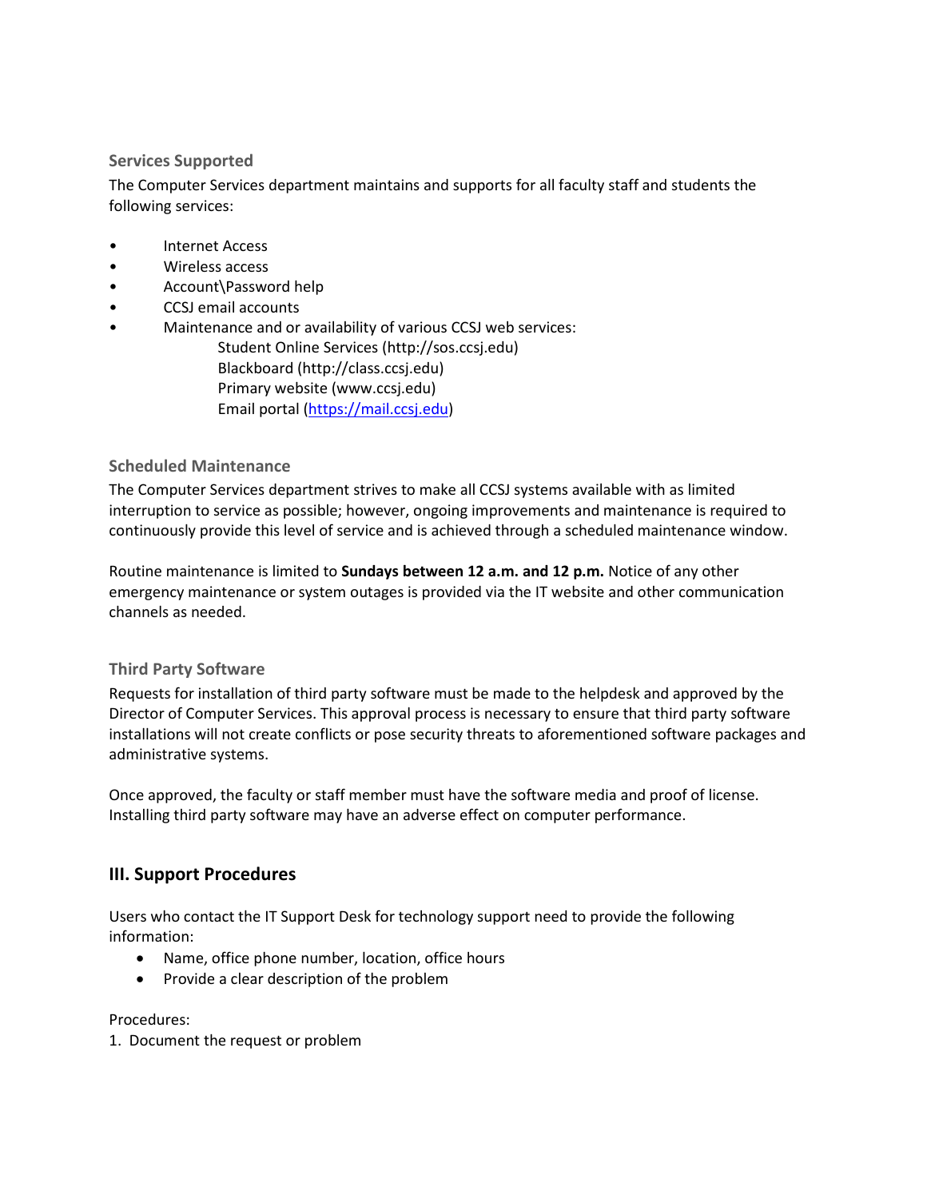### Services Supported

The Computer Services department maintains and supports for all faculty staff and students the following services:

- Internet Access
- Wireless access
- Account\Password help
- CCSJ email accounts
- Maintenance and or availability of various CCSJ web services:
  - Student Online Services (http://sos.ccsj.edu)
  - Blackboard (http://class.ccsj.edu)
  - Primary website (www.ccsj.edu)
  - Email portal (https://mail.ccsj.edu)

### Scheduled Maintenance

The Computer Services department strives to make all CCSJ systems available with as limited interruption to service as possible; however, ongoing improvements and maintenance is required to continuously provide this level of service and is achieved through a scheduled maintenance window.

Routine maintenance is limited to **Sundays between 12 a.m. and 12 p.m.** Notice of any other emergency maintenance or system outages is provided via the IT website and other communication channels as needed.

### Third Party Software

Requests for installation of third party software must be made to the helpdesk and approved by the Director of Computer Services. This approval process is necessary to ensure that third party software installations will not create conflicts or pose security threats to aforementioned software packages and administrative systems.

Once approved, the faculty or staff member must have the software media and proof of license. Installing third party software may have an adverse effect on computer performance.

## III. Support Procedures

Users who contact the IT Support Desk for technology support need to provide the following information:

- Name, office phone number, location, office hours
- Provide a clear description of the problem

Procedures:

1. Document the request or problem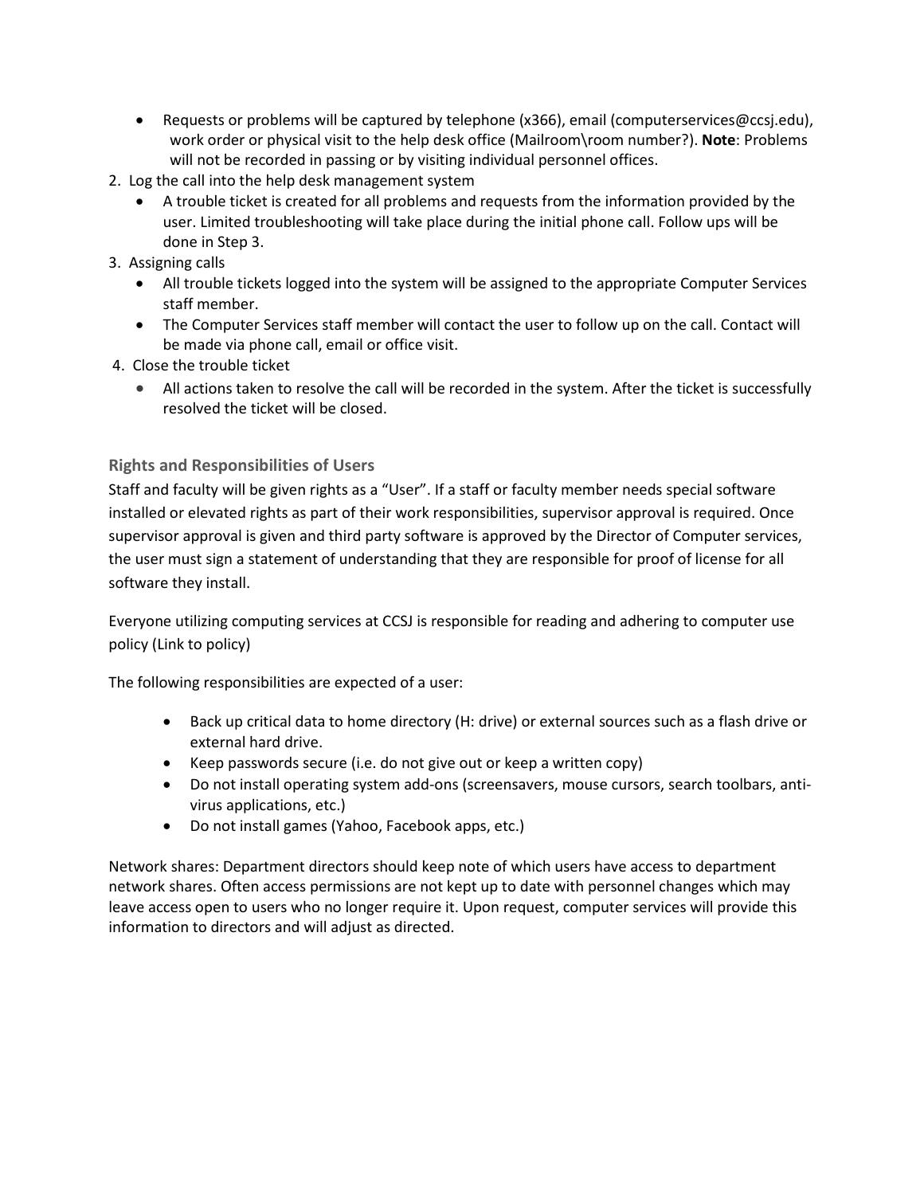- Requests or problems will be captured by telephone (x366), email (computerservices@ccsj.edu), work order or physical visit to the help desk office (Mailroom\room number?). **Note**: Problems will not be recorded in passing or by visiting individual personnel offices.

2. Log the call into the help desk management system
   - A trouble ticket is created for all problems and requests from the information provided by the user. Limited troubleshooting will take place during the initial phone call. Follow ups will be done in Step 3.
3. Assigning calls
   - All trouble tickets logged into the system will be assigned to the appropriate Computer Services staff member.
   - The Computer Services staff member will contact the user to follow up on the call. Contact will be made via phone call, email or office visit.
4. Close the trouble ticket
   - All actions taken to resolve the call will be recorded in the system. After the ticket is successfully resolved the ticket will be closed.

### Rights and Responsibilities of Users

Staff and faculty will be given rights as a "User". If a staff or faculty member needs special software installed or elevated rights as part of their work responsibilities, supervisor approval is required. Once supervisor approval is given and third party software is approved by the Director of Computer services, the user must sign a statement of understanding that they are responsible for proof of license for all software they install.

Everyone utilizing computing services at CCSJ is responsible for reading and adhering to computer use policy (Link to policy)

The following responsibilities are expected of a user:

- Back up critical data to home directory (H: drive) or external sources such as a flash drive or external hard drive.
- Keep passwords secure (i.e. do not give out or keep a written copy)
- Do not install operating system add-ons (screensavers, mouse cursors, search toolbars, anti-virus applications, etc.)
- Do not install games (Yahoo, Facebook apps, etc.)

Network shares: Department directors should keep note of which users have access to department network shares. Often access permissions are not kept up to date with personnel changes which may leave access open to users who no longer require it. Upon request, computer services will provide this information to directors and will adjust as directed.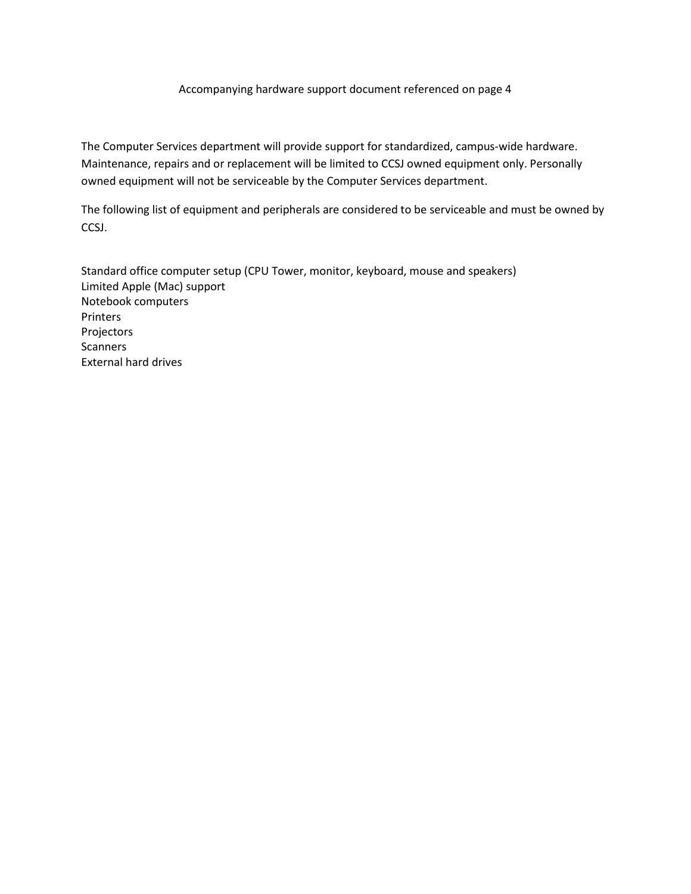Accompanying hardware support document referenced on page 4

The Computer Services department will provide support for standardized, campus-wide hardware. Maintenance, repairs and or replacement will be limited to CCSJ owned equipment only. Personally owned equipment will not be serviceable by the Computer Services department.

The following list of equipment and peripherals are considered to be serviceable and must be owned by CCSJ.

Standard office computer setup (CPU Tower, monitor, keyboard, mouse and speakers)
Limited Apple (Mac) support
Notebook computers
Printers
Projectors
Scanners
External hard drives